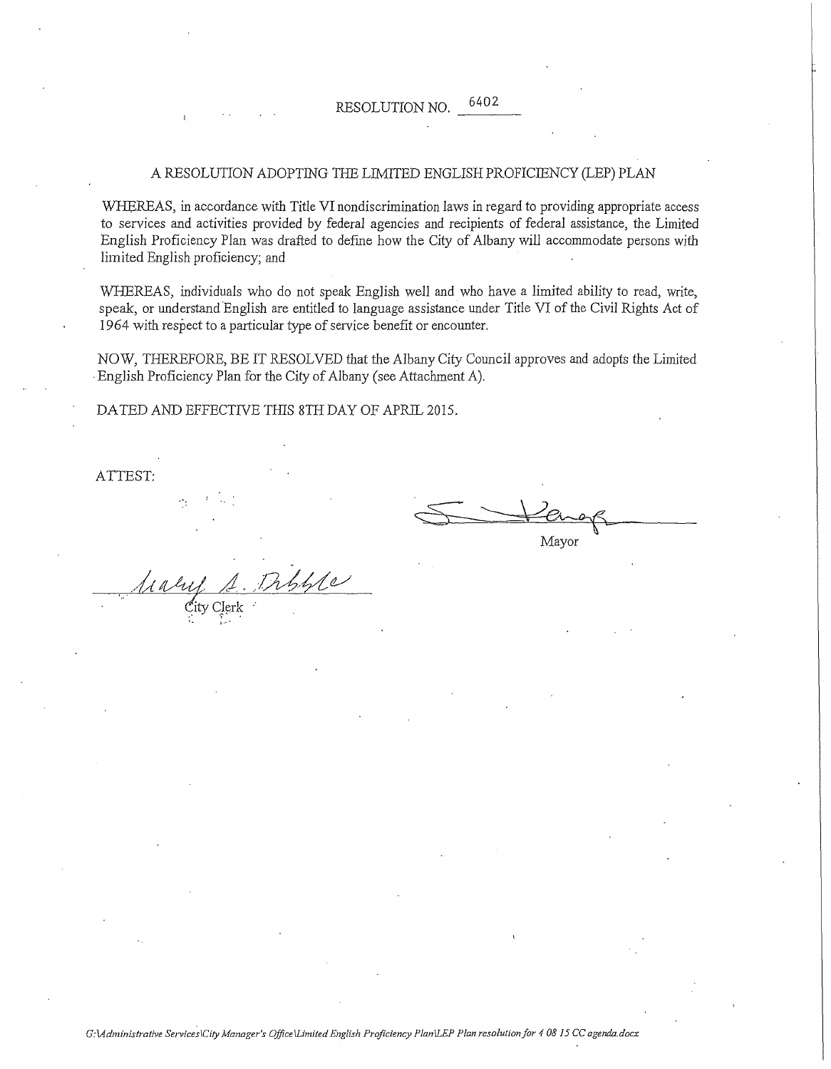RESOLUTION NO. 6402

A RESOLUTION ADOPTING THE LIMITED ENGLISH PROFICIENCY (LEP) PLAN

WHEREAS, in accordance with Title VI nondiscrimination laws in regard to providing appropriate access to services and activities provided by federal agencies and recipients of federal assistance, the Limited English Proficiency Plan was drafted to define how the City of Albany will accommodate persons with limited English proficiency; and

WHEREAS, individuals who do not speak English well and who have a limited ability to read, write, speak, or understand English are entitled to language assistance under Title VI of the Civil Rights Act of 1964 with respect to a particular type of service benefit or encounter.

NOW, THEREFORE, BE IT RESOLVED that the Albany City Council approves and adopts the Limited English Proficiency Plan for the City of Albany (see Attachment A).

DATED AND EFFECTIVE THIS 8TH DAY OF APRIL 2015.

ATTEST:

Mayor

Mary A. Dibble

City Clerk

*G:\Administrative Services\City Manager's Office\Limited English Proficiency Plan\LEP Plan resolution for 4 08 15 CC agenda.docx*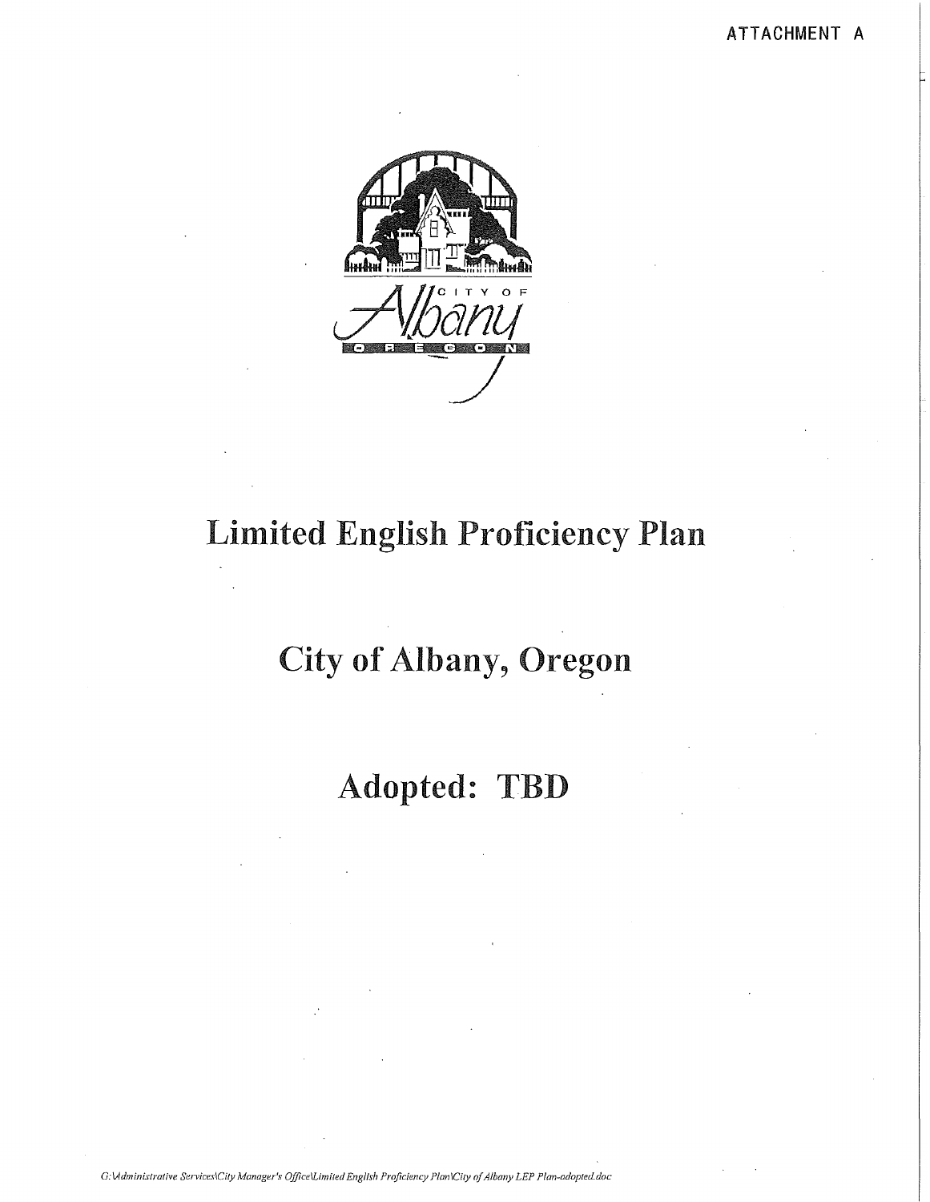ATTACHMENT A

# Limited English Proficiency Plan

# City of Albany, Oregon

# Adopted: TBD

G:\Administrative Services\City Manager's Office\Limited English Proficiency Plan\City of Albany LEP Plan-adopted.doc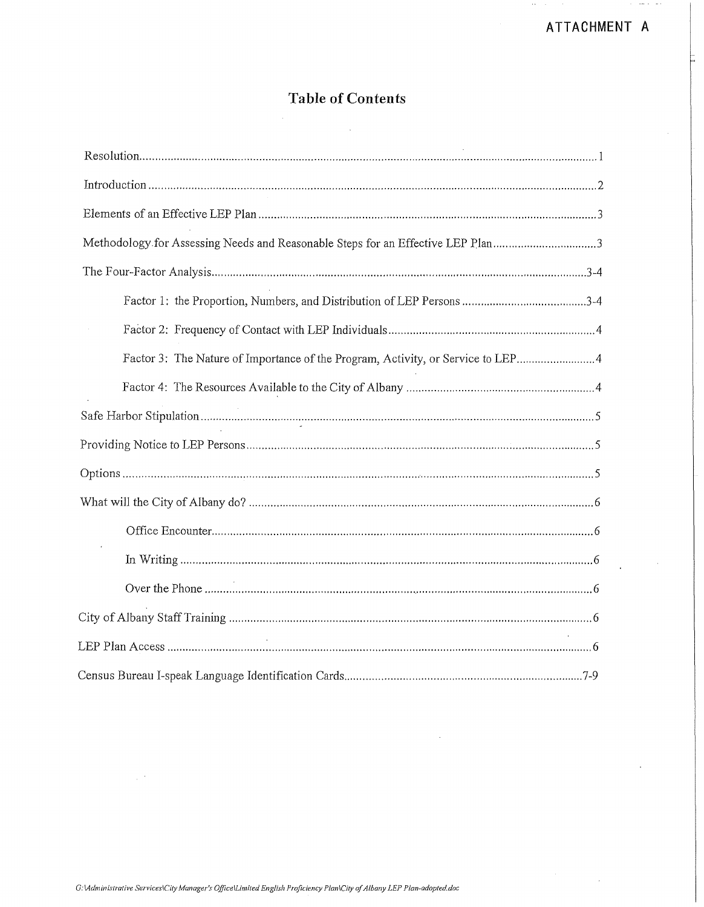ATTACHMENT A

# Table of Contents

Resolution.................................................................................................................................................1

Introduction...............................................................................................................................................2

Elements of an Effective LEP Plan..........................................................................................................3

Methodology for Assessing Needs and Reasonable Steps for an Effective LEP Plan..............................3

The Four-Factor Analysis.....................................................................................................................3-4

- Factor 1: the Proportion, Numbers, and Distribution of LEP Persons.......................................3-4
- Factor 2: Frequency of Contact with LEP Individuals.....................................................................4
- Factor 3: The Nature of Importance of the Program, Activity, or Service to LEP..........................4
- Factor 4: The Resources Available to the City of Albany................................................................4

Safe Harbor Stipulation.............................................................................................................................5

Providing Notice to LEP Persons..............................................................................................................5

Options......................................................................................................................................................5

What will the City of Albany do?..............................................................................................................6

- Office Encounter.............................................................................................................................6
- In Writing........................................................................................................................................6
- Over the Phone................................................................................................................................6

City of Albany Staff Training...................................................................................................................6

LEP Plan Access.......................................................................................................................................6

Census Bureau I-speak Language Identification Cards.........................................................................7-9

*G:\Administrative Services\City Manager's Office\Limited English Proficiency Plan\City of Albany LEP Plan-adopted.doc*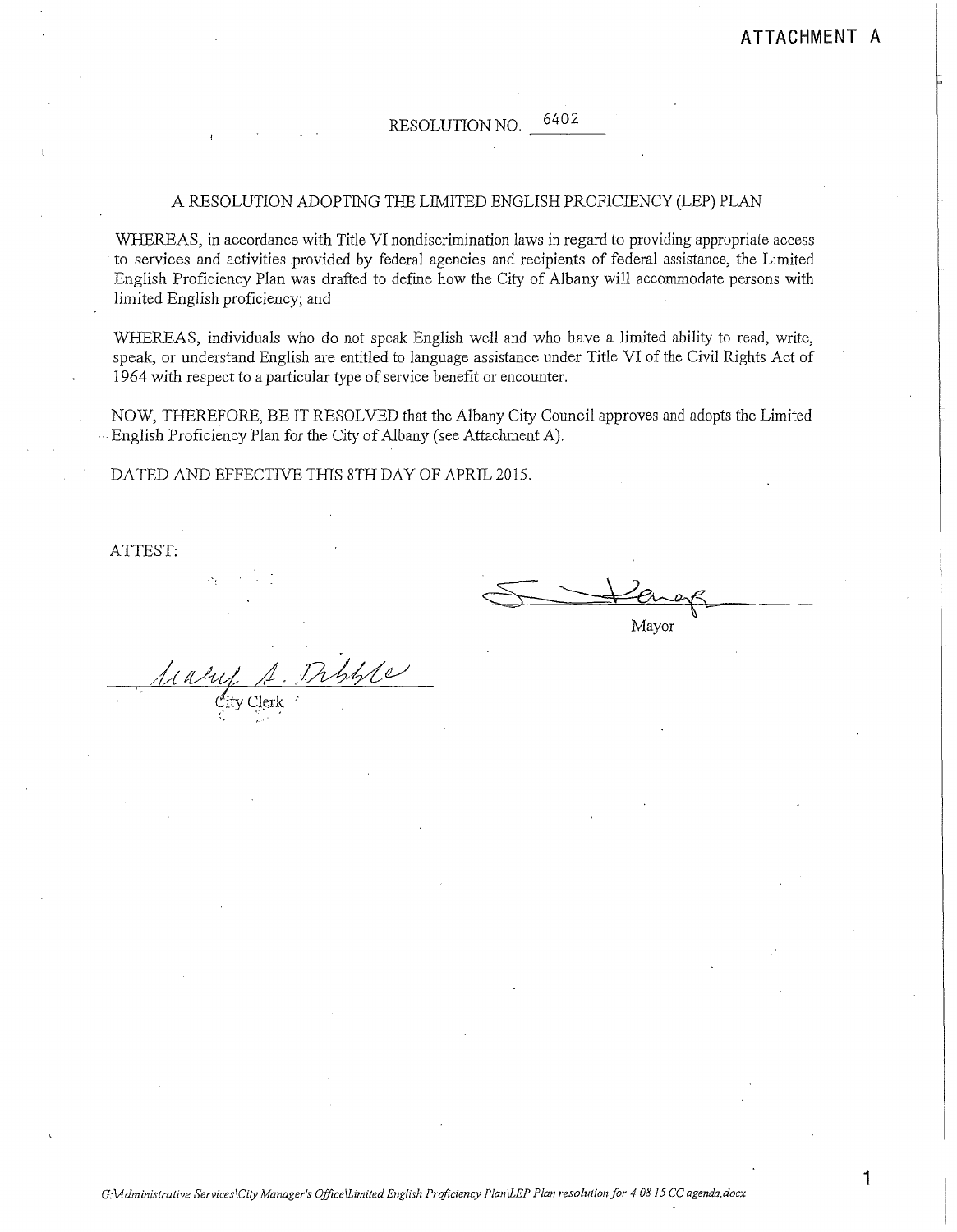ATTACHMENT A

RESOLUTION NO. 6402

A RESOLUTION ADOPTING THE LIMITED ENGLISH PROFICIENCY (LEP) PLAN

WHEREAS, in accordance with Title VI nondiscrimination laws in regard to providing appropriate access to services and activities provided by federal agencies and recipients of federal assistance, the Limited English Proficiency Plan was drafted to define how the City of Albany will accommodate persons with limited English proficiency; and

WHEREAS, individuals who do not speak English well and who have a limited ability to read, write, speak, or understand English are entitled to language assistance under Title VI of the Civil Rights Act of 1964 with respect to a particular type of service benefit or encounter.

NOW, THEREFORE, BE IT RESOLVED that the Albany City Council approves and adopts the Limited English Proficiency Plan for the City of Albany (see Attachment A).

DATED AND EFFECTIVE THIS 8TH DAY OF APRIL 2015.

ATTEST:

Mayor

Mary A. Dibble
City Clerk

*G:\Administrative Services\City Manager's Office\Limited English Proficiency Plan\LEP Plan resolution for 4 08 15 CC agenda.docx*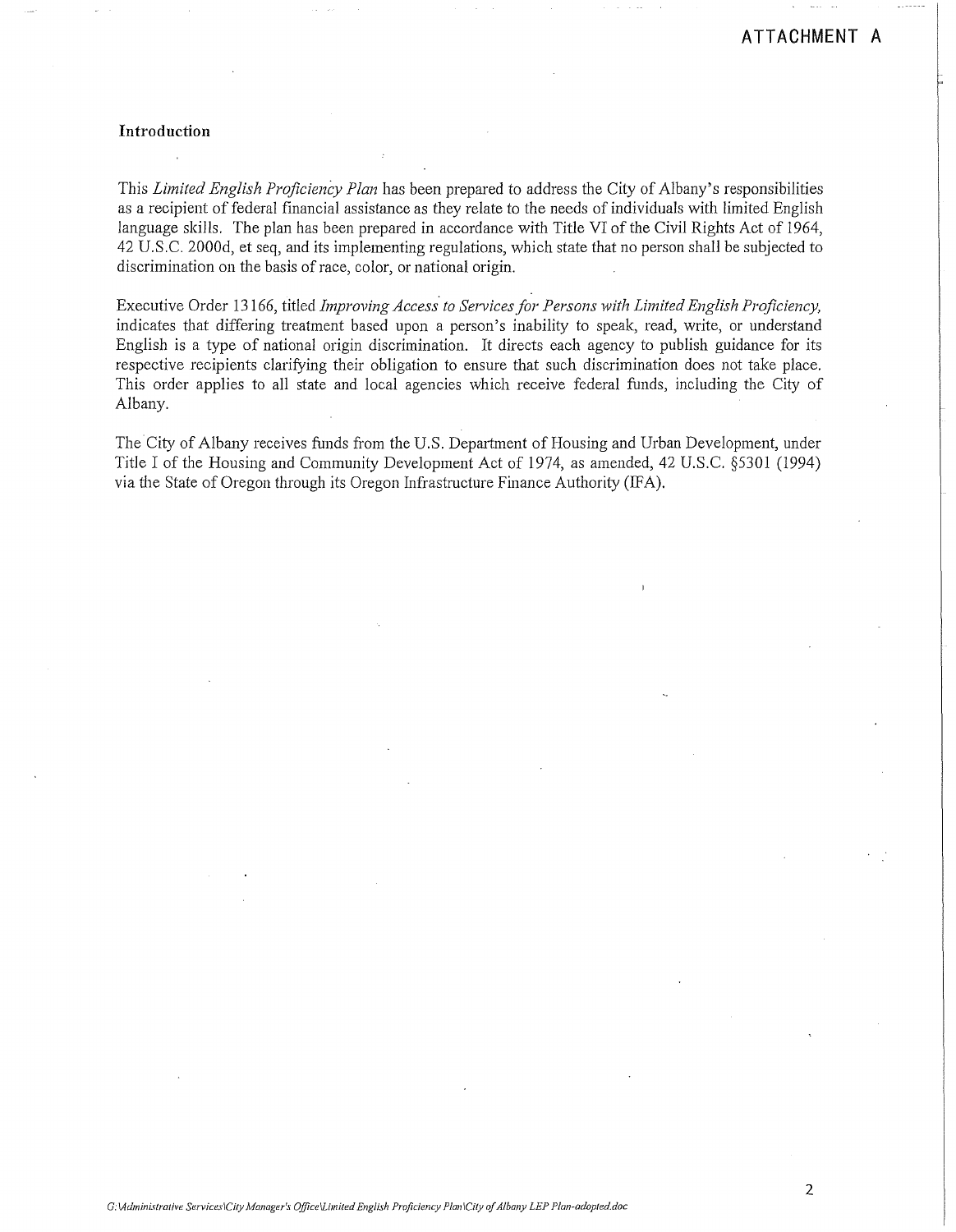ATTACHMENT A

## Introduction

This *Limited English Proficiency Plan* has been prepared to address the City of Albany's responsibilities as a recipient of federal financial assistance as they relate to the needs of individuals with limited English language skills. The plan has been prepared in accordance with Title VI of the Civil Rights Act of 1964, 42 U.S.C. 2000d, et seq, and its implementing regulations, which state that no person shall be subjected to discrimination on the basis of race, color, or national origin.

Executive Order 13166, titled *Improving Access to Services for Persons with Limited English Proficiency,* indicates that differing treatment based upon a person's inability to speak, read, write, or understand English is a type of national origin discrimination. It directs each agency to publish guidance for its respective recipients clarifying their obligation to ensure that such discrimination does not take place. This order applies to all state and local agencies which receive federal funds, including the City of Albany.

The City of Albany receives funds from the U.S. Department of Housing and Urban Development, under Title I of the Housing and Community Development Act of 1974, as amended, 42 U.S.C. §5301 (1994) via the State of Oregon through its Oregon Infrastructure Finance Authority (IFA).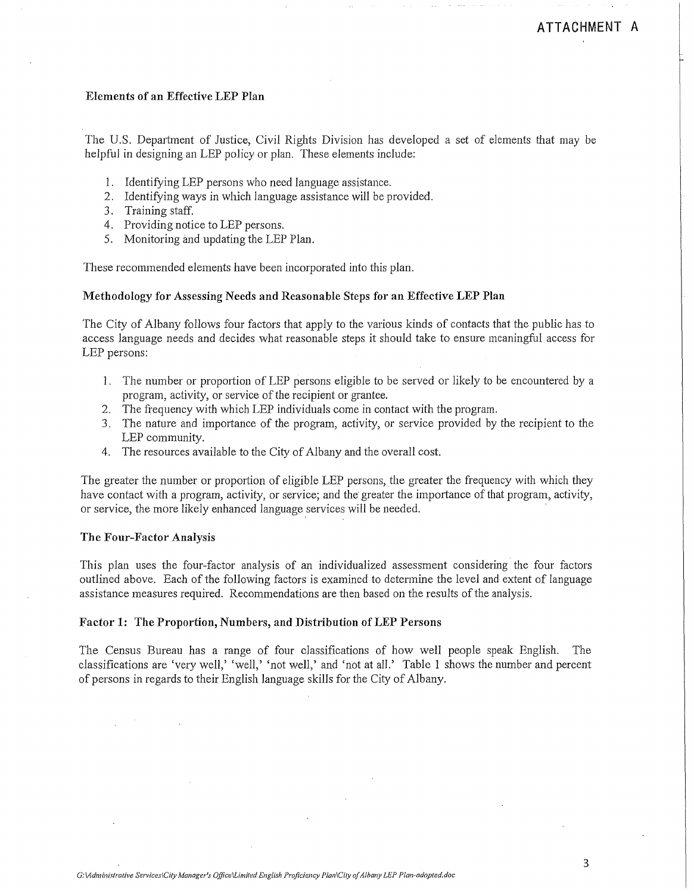ATTACHMENT A

### Elements of an Effective LEP Plan

The U.S. Department of Justice, Civil Rights Division has developed a set of elements that may be helpful in designing an LEP policy or plan. These elements include:

1. Identifying LEP persons who need language assistance.
2. Identifying ways in which language assistance will be provided.
3. Training staff.
4. Providing notice to LEP persons.
5. Monitoring and updating the LEP Plan.

These recommended elements have been incorporated into this plan.

### Methodology for Assessing Needs and Reasonable Steps for an Effective LEP Plan

The City of Albany follows four factors that apply to the various kinds of contacts that the public has to access language needs and decides what reasonable steps it should take to ensure meaningful access for LEP persons:

1. The number or proportion of LEP persons eligible to be served or likely to be encountered by a program, activity, or service of the recipient or grantee.
2. The frequency with which LEP individuals come in contact with the program.
3. The nature and importance of the program, activity, or service provided by the recipient to the LEP community.
4. The resources available to the City of Albany and the overall cost.

The greater the number or proportion of eligible LEP persons, the greater the frequency with which they have contact with a program, activity, or service; and the greater the importance of that program, activity, or service, the more likely enhanced language services will be needed.

### The Four-Factor Analysis

This plan uses the four-factor analysis of an individualized assessment considering the four factors outlined above. Each of the following factors is examined to determine the level and extent of language assistance measures required. Recommendations are then based on the results of the analysis.

### Factor 1: The Proportion, Numbers, and Distribution of LEP Persons

The Census Bureau has a range of four classifications of how well people speak English. The classifications are 'very well,' 'well,' 'not well,' and 'not at all.' Table 1 shows the number and percent of persons in regards to their English language skills for the City of Albany.

*G:\Administrative Services\City Manager's Office\Limited English Proficiency Plan\City of Albany LEP Plan-adopted.doc*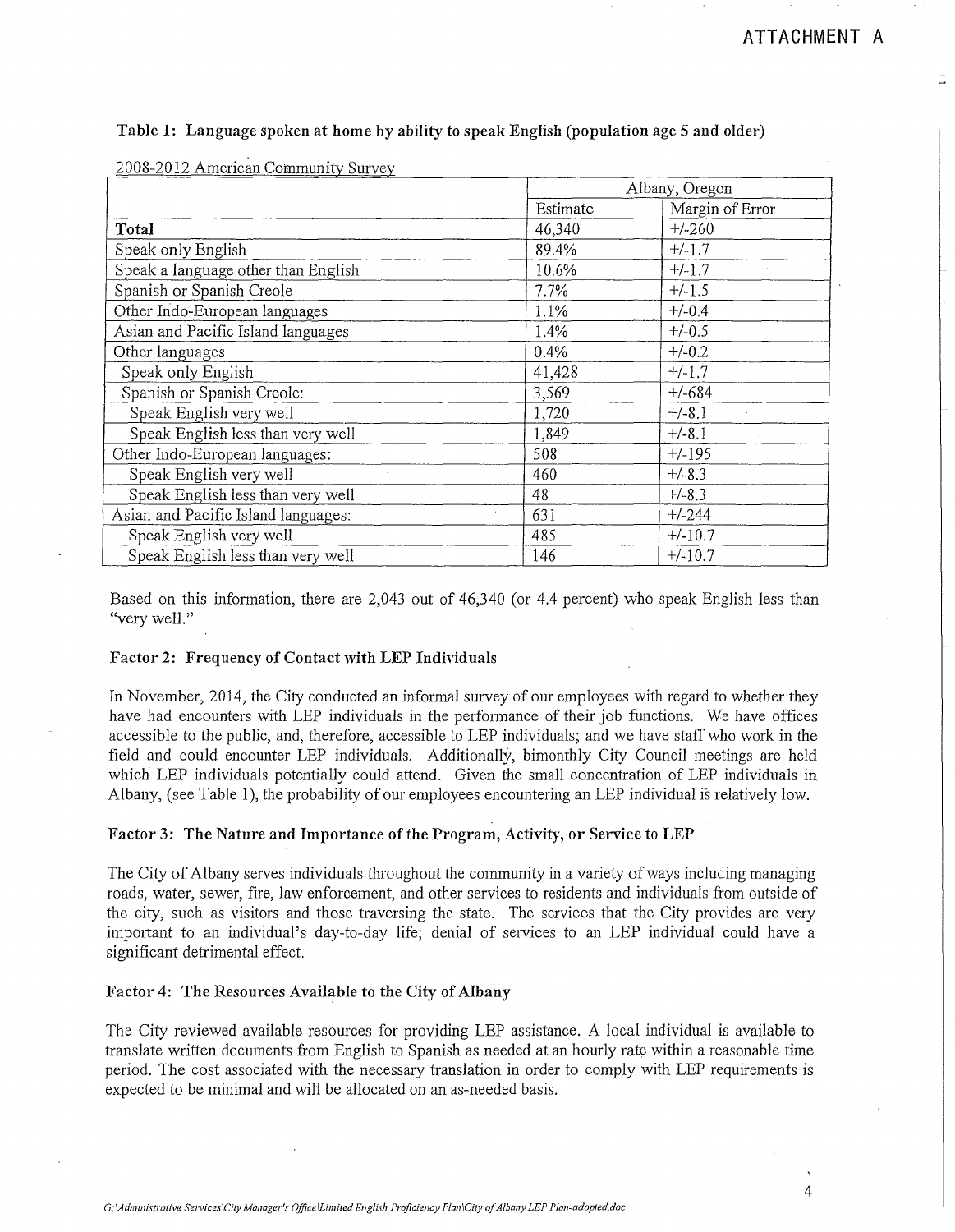ATTACHMENT A

**Table 1: Language spoken at home by ability to speak English (population age 5 and older)**

2008-2012 American Community Survey

| | Albany, Oregon | |
|---|---|---|
| | Estimate | Margin of Error |
| **Total** | 46,340 | +/-260 |
| Speak only English | 89.4% | +/-1.7 |
| Speak a language other than English | 10.6% | +/-1.7 |
| Spanish or Spanish Creole | 7.7% | +/-1.5 |
| Other Indo-European languages | 1.1% | +/-0.4 |
| Asian and Pacific Island languages | 1.4% | +/-0.5 |
| Other languages | 0.4% | +/-0.2 |
| Speak only English | 41,428 | +/-1.7 |
| Spanish or Spanish Creole: | 3,569 | +/-684 |
| Speak English very well | 1,720 | +/-8.1 |
| Speak English less than very well | 1,849 | +/-8.1 |
| Other Indo-European languages: | 508 | +/-195 |
| Speak English very well | 460 | +/-8.3 |
| Speak English less than very well | 48 | +/-8.3 |
| Asian and Pacific Island languages: | 631 | +/-244 |
| Speak English very well | 485 | +/-10.7 |
| Speak English less than very well | 146 | +/-10.7 |

Based on this information, there are 2,043 out of 46,340 (or 4.4 percent) who speak English less than "very well."

### Factor 2: Frequency of Contact with LEP Individuals

In November, 2014, the City conducted an informal survey of our employees with regard to whether they have had encounters with LEP individuals in the performance of their job functions. We have offices accessible to the public, and, therefore, accessible to LEP individuals; and we have staff who work in the field and could encounter LEP individuals. Additionally, bimonthly City Council meetings are held which LEP individuals potentially could attend. Given the small concentration of LEP individuals in Albany, (see Table 1), the probability of our employees encountering an LEP individual is relatively low.

### Factor 3: The Nature and Importance of the Program, Activity, or Service to LEP

The City of Albany serves individuals throughout the community in a variety of ways including managing roads, water, sewer, fire, law enforcement, and other services to residents and individuals from outside of the city, such as visitors and those traversing the state. The services that the City provides are very important to an individual's day-to-day life; denial of services to an LEP individual could have a significant detrimental effect.

### Factor 4: The Resources Available to the City of Albany

The City reviewed available resources for providing LEP assistance. A local individual is available to translate written documents from English to Spanish as needed at an hourly rate within a reasonable time period. The cost associated with the necessary translation in order to comply with LEP requirements is expected to be minimal and will be allocated on an as-needed basis.

*G:\Administrative Services\City Manager's Office\Limited English Proficiency Plan\City of Albany LEP Plan-adopted.doc*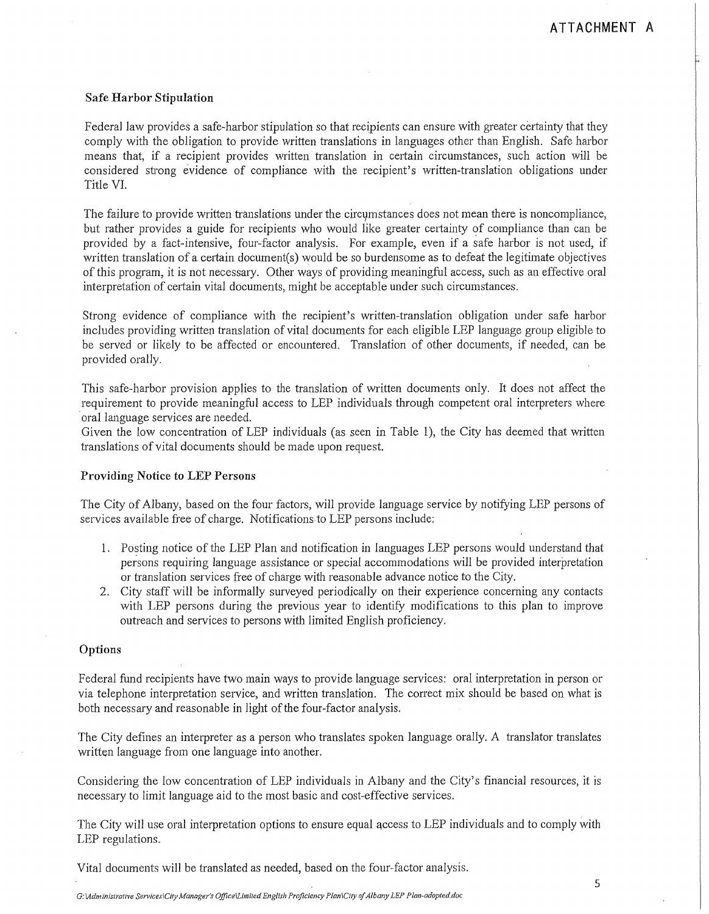ATTACHMENT A

### Safe Harbor Stipulation

Federal law provides a safe-harbor stipulation so that recipients can ensure with greater certainty that they comply with the obligation to provide written translations in languages other than English. Safe harbor means that, if a recipient provides written translation in certain circumstances, such action will be considered strong evidence of compliance with the recipient's written-translation obligations under Title VI.

The failure to provide written translations under the circumstances does not mean there is noncompliance, but rather provides a guide for recipients who would like greater certainty of compliance than can be provided by a fact-intensive, four-factor analysis. For example, even if a safe harbor is not used, if written translation of a certain document(s) would be so burdensome as to defeat the legitimate objectives of this program, it is not necessary. Other ways of providing meaningful access, such as an effective oral interpretation of certain vital documents, might be acceptable under such circumstances.

Strong evidence of compliance with the recipient's written-translation obligation under safe harbor includes providing written translation of vital documents for each eligible LEP language group eligible to be served or likely to be affected or encountered. Translation of other documents, if needed, can be provided orally.

This safe-harbor provision applies to the translation of written documents only. It does not affect the requirement to provide meaningful access to LEP individuals through competent oral interpreters where oral language services are needed.
Given the low concentration of LEP individuals (as seen in Table 1), the City has deemed that written translations of vital documents should be made upon request.

### Providing Notice to LEP Persons

The City of Albany, based on the four factors, will provide language service by notifying LEP persons of services available free of charge. Notifications to LEP persons include:

1. Posting notice of the LEP Plan and notification in languages LEP persons would understand that persons requiring language assistance or special accommodations will be provided interpretation or translation services free of charge with reasonable advance notice to the City.
2. City staff will be informally surveyed periodically on their experience concerning any contacts with LEP persons during the previous year to identify modifications to this plan to improve outreach and services to persons with limited English proficiency.

### Options

Federal fund recipients have two main ways to provide language services: oral interpretation in person or via telephone interpretation service, and written translation. The correct mix should be based on what is both necessary and reasonable in light of the four-factor analysis.

The City defines an interpreter as a person who translates spoken language orally. A translator translates written language from one language into another.

Considering the low concentration of LEP individuals in Albany and the City's financial resources, it is necessary to limit language aid to the most basic and cost-effective services.

The City will use oral interpretation options to ensure equal access to LEP individuals and to comply with LEP regulations.

Vital documents will be translated as needed, based on the four-factor analysis.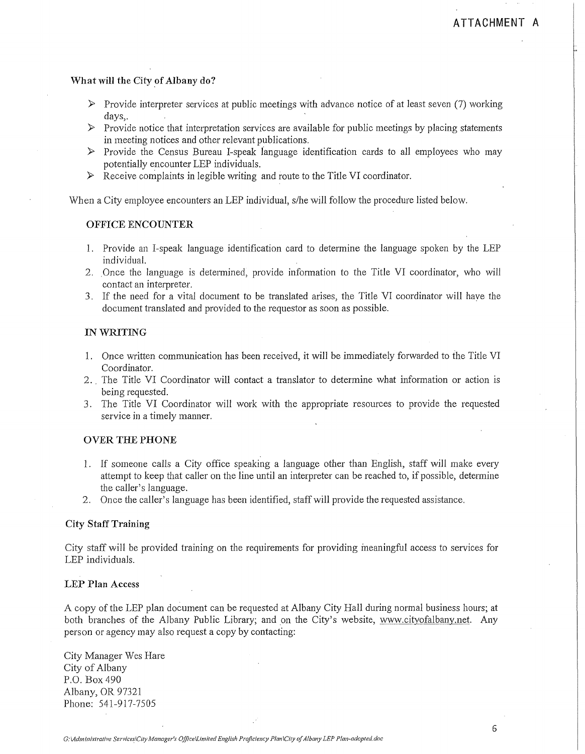ATTACHMENT A

**What will the City of Albany do?**

- Provide interpreter services at public meetings with advance notice of at least seven (7) working days,.
- Provide notice that interpretation services are available for public meetings by placing statements in meeting notices and other relevant publications.
- Provide the Census Bureau I-speak language identification cards to all employees who may potentially encounter LEP individuals.
- Receive complaints in legible writing and route to the Title VI coordinator.

When a City employee encounters an LEP individual, s/he will follow the procedure listed below.

**OFFICE ENCOUNTER**

1. Provide an I-speak language identification card to determine the language spoken by the LEP individual.
2. Once the language is determined, provide information to the Title VI coordinator, who will contact an interpreter.
3. If the need for a vital document to be translated arises, the Title VI coordinator will have the document translated and provided to the requestor as soon as possible.

**IN WRITING**

1. Once written communication has been received, it will be immediately forwarded to the Title VI Coordinator.
2. The Title VI Coordinator will contact a translator to determine what information or action is being requested.
3. The Title VI Coordinator will work with the appropriate resources to provide the requested service in a timely manner.

**OVER THE PHONE**

1. If someone calls a City office speaking a language other than English, staff will make every attempt to keep that caller on the line until an interpreter can be reached to, if possible, determine the caller's language.
2. Once the caller's language has been identified, staff will provide the requested assistance.

**City Staff Training**

City staff will be provided training on the requirements for providing meaningful access to services for LEP individuals.

**LEP Plan Access**

A copy of the LEP plan document can be requested at Albany City Hall during normal business hours; at both branches of the Albany Public Library; and on the City's website, www.cityofalbany.net. Any person or agency may also request a copy by contacting:

City Manager Wes Hare
City of Albany
P.O. Box 490
Albany, OR 97321
Phone: 541-917-7505

*G:\Administrative Services\City Manager's Office\Limited English Proficiency Plan\City of Albany LEP Plan-adopted.doc*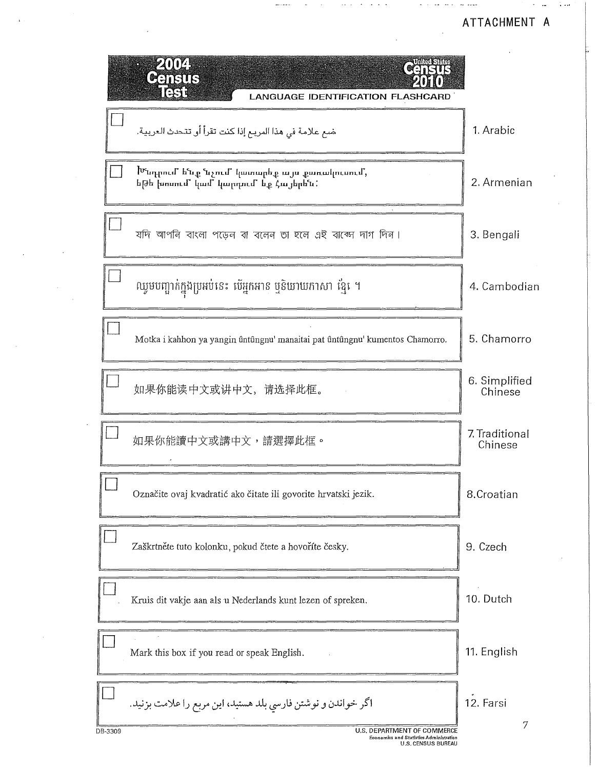ATTACHMENT A

**2004 Census Test** — United States Census 2010

LANGUAGE IDENTIFICATION FLASHCARD

| | Text | Language |
|---|---|---|
| ☐ | ضع علامة في هذا المربع إذا كنت تقرأ أو تتحدث العربية. | 1. Arabic |
| ☐ | Խնդրում ենք նշում կատարեք այս քառակուսում, եթե խոսում կամ կարդում եք հայերեն: | 2. Armenian |
| ☐ | যদি আপনি বাংলা পড়েন বা বলেন তা হলে এই বাক্সে দাগ দিন। | 3. Bengali |
| ☐ | ឈូសបញ្ជាក់ក្នុងប្រអប់នេះ បើអ្នកអាន ឬនិយាយភាសា ខ្មែរ ។ | 4. Cambodian |
| ☐ | Motka i kahhon ya yangin ûntûngnu' manaitai pat ûntûngnu' kumentos Chamorro. | 5. Chamorro |
| ☐ | 如果你能读中文或讲中文，请选择此框。 | 6. Simplified Chinese |
| ☐ | 如果你能讀中文或講中文，請選擇此框。 | 7. Traditional Chinese |
| ☐ | Označite ovaj kvadratić ako čitate ili govorite hrvatski jezik. | 8. Croatian |
| ☐ | Zaškrtněte tuto kolonku, pokud čtete a hovoříte česky. | 9. Czech |
| ☐ | Kruis dit vakje aan als u Nederlands kunt lezen of spreken. | 10. Dutch |
| ☐ | Mark this box if you read or speak English. | 11. English |
| ☐ | اگر خواندن و نوشتن فارسي بلد هستيد، اين مربع را علامت بزنيد. | 12. Farsi |

DB-3309

U.S. DEPARTMENT OF COMMERCE
Economics and Statistics Administration
U.S. CENSUS BUREAU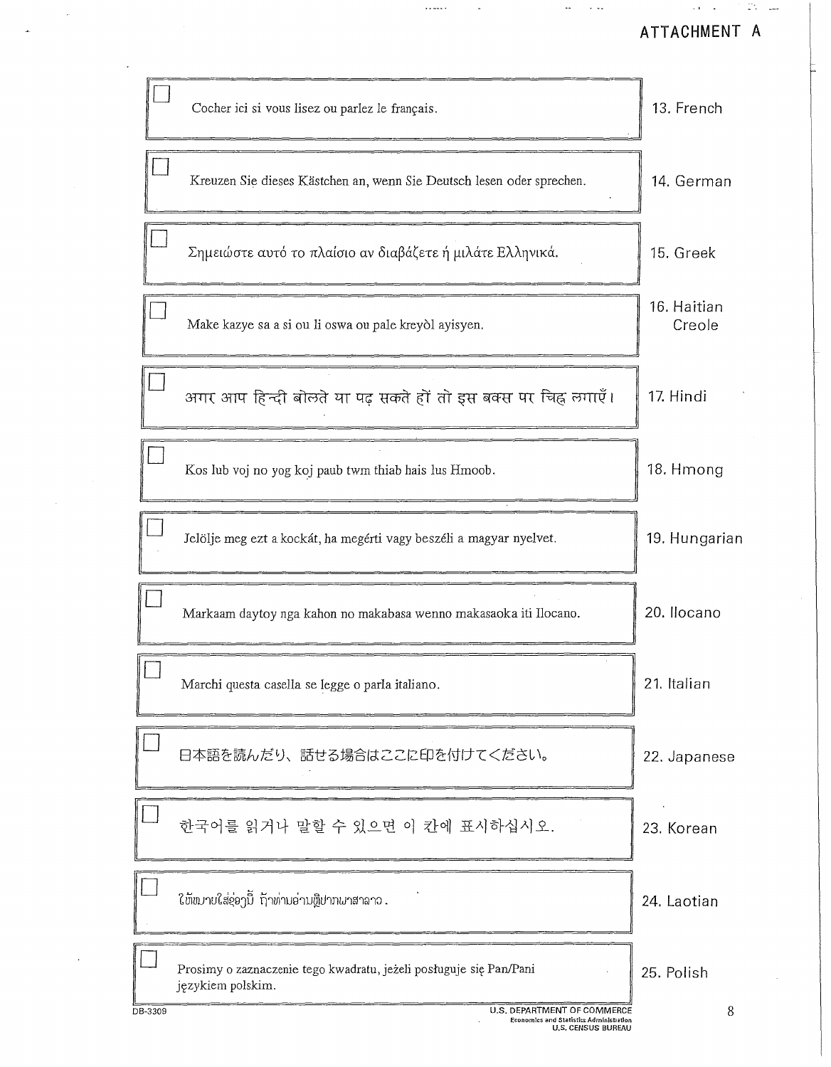ATTACHMENT A

| | | |
|---|---|---|
| ☐ | Cocher ici si vous lisez ou parlez le français. | 13. French |
| ☐ | Kreuzen Sie dieses Kästchen an, wenn Sie Deutsch lesen oder sprechen. | 14. German |
| ☐ | Σημειώστε αυτό το πλαίσιο αν διαβάζετε ή μιλάτε Ελληνικά. | 15. Greek |
| ☐ | Make kazye sa a si ou li oswa ou pale kreyòl ayisyen. | 16. Haitian Creole |
| ☐ | अगर आप हिन्दी बोलते या पढ़ सकते हों तो इस बक्स पर चिह्न लगाएँ। | 17. Hindi |
| ☐ | Kos lub voj no yog koj paub twm thiab hais lus Hmoob. | 18. Hmong |
| ☐ | Jelölje meg ezt a kockát, ha megérti vagy beszéli a magyar nyelvet. | 19. Hungarian |
| ☐ | Markaam daytoy nga kahon no makabasa wenno makasaoka iti Ilocano. | 20. Ilocano |
| ☐ | Marchi questa casella se legge o parla italiano. | 21. Italian |
| ☐ | 日本語を読んだり、話せる場合はここに印を付けてください。 | 22. Japanese |
| ☐ | 한국어를 읽거나 말할 수 있으면 이 칸에 표시하십시오. | 23. Korean |
| ☐ | ໃຫ້ໝາຍໃສ່ຊ່ອງນີ້ ຖ້າທ່ານອ່ານຫຼືປາກພາສາລາວ. | 24. Laotian |
| ☐ | Prosimy o zaznaczenie tego kwadratu, jeżeli posługuje się Pan/Pani językiem polskim. | 25. Polish |

DB-3309

U.S. DEPARTMENT OF COMMERCE
Economics and Statistics Administration
U.S. CENSUS BUREAU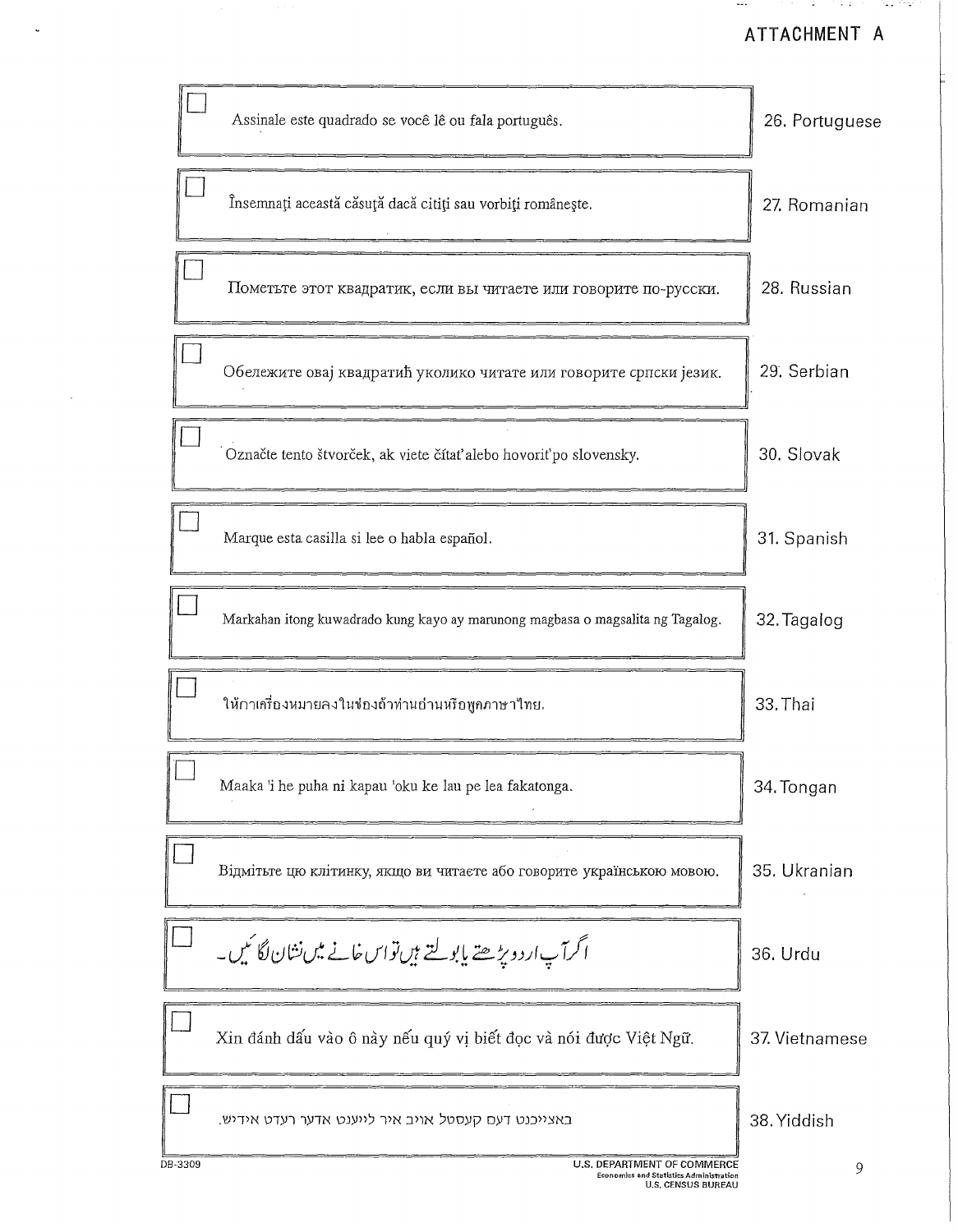# ATTACHMENT A

| | |
|---|---|
| ☐ Assinale este quadrado se você lê ou fala português. | 26. Portuguese |
| ☐ Însemnaţi această căsuţă dacă citiţi sau vorbiţi româneşte. | 27. Romanian |
| ☐ Пометьте этот квадратик, если вы читаете или говорите по-русски. | 28. Russian |
| ☐ Обележите овај квадратић уколико читате или говорите српски језик. | 29. Serbian |
| ☐ Označte tento štvorček, ak viete čítať alebo hovoriť po slovensky. | 30. Slovak |
| ☐ Marque esta casilla si lee o habla español. | 31. Spanish |
| ☐ Markahan itong kuwadrado kung kayo ay marunong magbasa o magsalita ng Tagalog. | 32. Tagalog |
| ☐ ให้กาเครื่องหมายลงในช่องถ้าท่านอ่านหรือพูดภาษาไทย. | 33. Thai |
| ☐ Maaka 'i he puha ni kapau 'oku ke lau pe lea fakatonga. | 34. Tongan |
| ☐ Відмітьте цю клітинку, якщо ви читаєте або говорите українською мовою. | 35. Ukranian |
| ☐ اگر آپ اردو پڑھتے یا بولتے ہیں تو اس خانے میں نشان لگائیں۔ | 36. Urdu |
| ☐ Xin đánh dấu vào ô này nếu quý vị biết đọc và nói được Việt Ngữ. | 37. Vietnamese |
| ☐ באצייכנט דעם קעסטל אויב איר לייענט אדער רעדט אידיש. | 38. Yiddish |

DB-3309

U.S. DEPARTMENT OF COMMERCE
Economics and Statistics Administration
U.S. CENSUS BUREAU